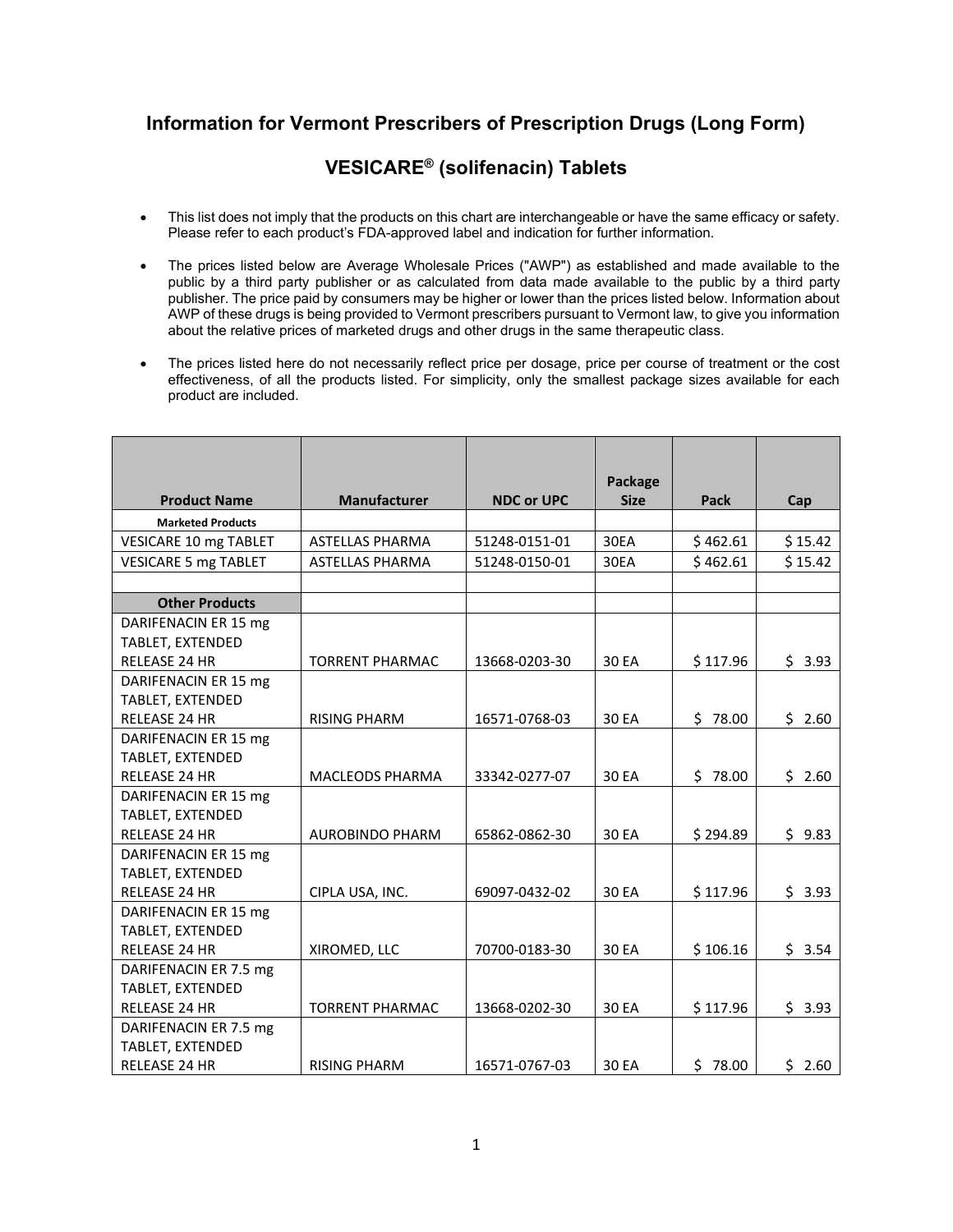# Information for Vermont Prescribers of Prescription Drugs (Long Form)

## VESICARE® (solifenacin) Tablets

- This list does not imply that the products on this chart are interchangeable or have the same efficacy or safety. Please refer to each product's FDA-approved label and indication for further information.
- The prices listed below are Average Wholesale Prices ("AWP") as established and made available to the public by a third party publisher or as calculated from data made available to the public by a third party publisher. The price paid by consumers may be higher or lower than the prices listed below. Information about AWP of these drugs is being provided to Vermont prescribers pursuant to Vermont law, to give you information about the relative prices of marketed drugs and other drugs in the same therapeutic class.
- The prices listed here do not necessarily reflect price per dosage, price per course of treatment or the cost effectiveness, of all the products listed. For simplicity, only the smallest package sizes available for each product are included.

| Product Name | Manufacturer | NDC or UPC | Package Size | Pack | Cap |
|---|---|---|---|---|---|
| **Marketed Products** | | | | | |
| VESICARE 10 mg TABLET | ASTELLAS PHARMA | 51248-0151-01 | 30EA | $ 462.61 | $ 15.42 |
| VESICARE 5 mg TABLET | ASTELLAS PHARMA | 51248-0150-01 | 30EA | $ 462.61 | $ 15.42 |
| | | | | | |
| **Other Products** | | | | | |
| DARIFENACIN ER 15 mg TABLET, EXTENDED RELEASE 24 HR | TORRENT PHARMAC | 13668-0203-30 | 30 EA | $ 117.96 | $ 3.93 |
| DARIFENACIN ER 15 mg TABLET, EXTENDED RELEASE 24 HR | RISING PHARM | 16571-0768-03 | 30 EA | $ 78.00 | $ 2.60 |
| DARIFENACIN ER 15 mg TABLET, EXTENDED RELEASE 24 HR | MACLEODS PHARMA | 33342-0277-07 | 30 EA | $ 78.00 | $ 2.60 |
| DARIFENACIN ER 15 mg TABLET, EXTENDED RELEASE 24 HR | AUROBINDO PHARM | 65862-0862-30 | 30 EA | $ 294.89 | $ 9.83 |
| DARIFENACIN ER 15 mg TABLET, EXTENDED RELEASE 24 HR | CIPLA USA, INC. | 69097-0432-02 | 30 EA | $ 117.96 | $ 3.93 |
| DARIFENACIN ER 15 mg TABLET, EXTENDED RELEASE 24 HR | XIROMED, LLC | 70700-0183-30 | 30 EA | $ 106.16 | $ 3.54 |
| DARIFENACIN ER 7.5 mg TABLET, EXTENDED RELEASE 24 HR | TORRENT PHARMAC | 13668-0202-30 | 30 EA | $ 117.96 | $ 3.93 |
| DARIFENACIN ER 7.5 mg TABLET, EXTENDED RELEASE 24 HR | RISING PHARM | 16571-0767-03 | 30 EA | $ 78.00 | $ 2.60 |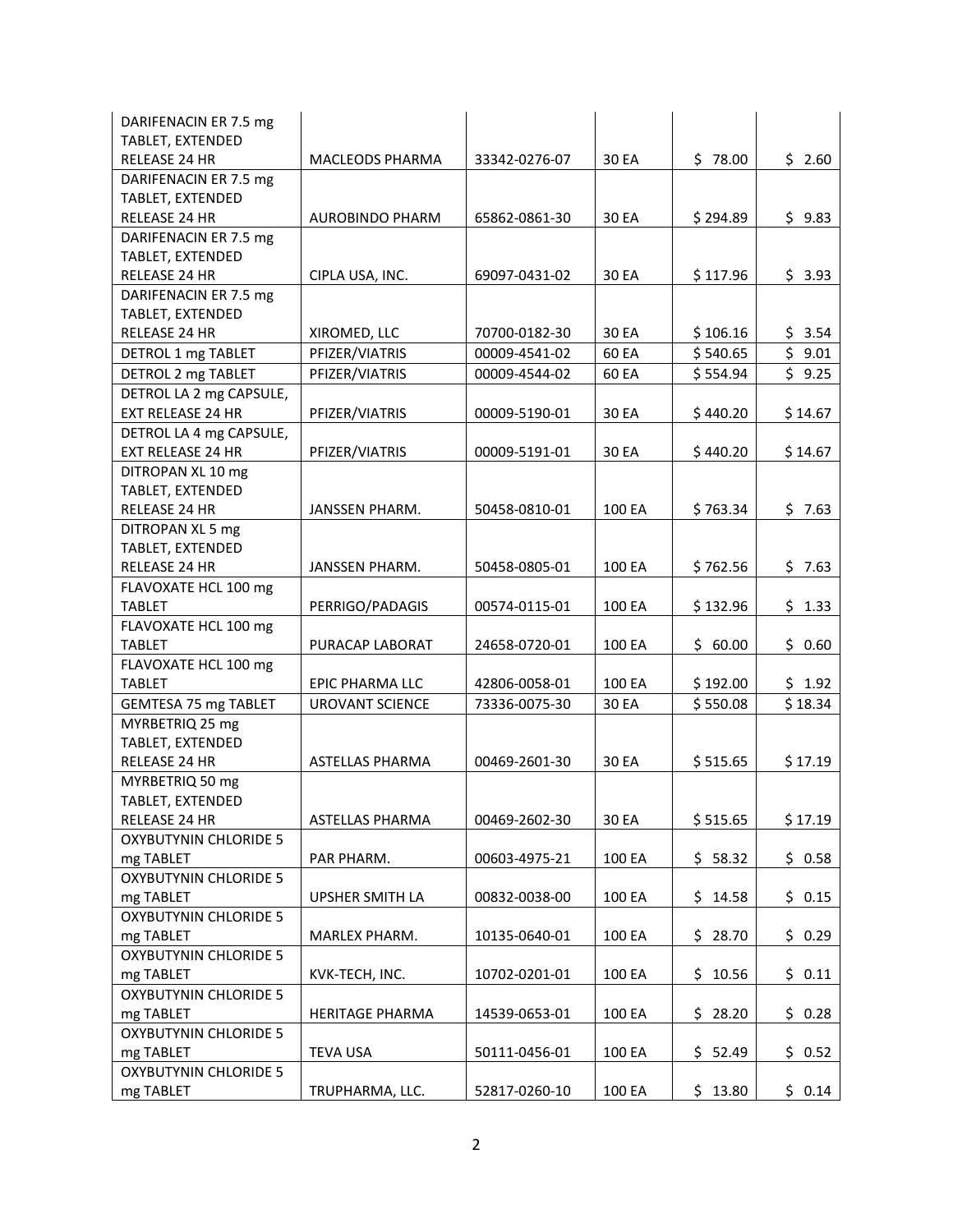| | | | | | |
|---|---|---|---|---|---|
| DARIFENACIN ER 7.5 mg TABLET, EXTENDED RELEASE 24 HR | MACLEODS PHARMA | 33342-0276-07 | 30 EA | $ 78.00 | $ 2.60 |
| DARIFENACIN ER 7.5 mg TABLET, EXTENDED RELEASE 24 HR | AUROBINDO PHARM | 65862-0861-30 | 30 EA | $ 294.89 | $ 9.83 |
| DARIFENACIN ER 7.5 mg TABLET, EXTENDED RELEASE 24 HR | CIPLA USA, INC. | 69097-0431-02 | 30 EA | $ 117.96 | $ 3.93 |
| DARIFENACIN ER 7.5 mg TABLET, EXTENDED RELEASE 24 HR | XIROMED, LLC | 70700-0182-30 | 30 EA | $ 106.16 | $ 3.54 |
| DETROL 1 mg TABLET | PFIZER/VIATRIS | 00009-4541-02 | 60 EA | $ 540.65 | $ 9.01 |
| DETROL 2 mg TABLET | PFIZER/VIATRIS | 00009-4544-02 | 60 EA | $ 554.94 | $ 9.25 |
| DETROL LA 2 mg CAPSULE, EXT RELEASE 24 HR | PFIZER/VIATRIS | 00009-5190-01 | 30 EA | $ 440.20 | $ 14.67 |
| DETROL LA 4 mg CAPSULE, EXT RELEASE 24 HR | PFIZER/VIATRIS | 00009-5191-01 | 30 EA | $ 440.20 | $ 14.67 |
| DITROPAN XL 10 mg TABLET, EXTENDED RELEASE 24 HR | JANSSEN PHARM. | 50458-0810-01 | 100 EA | $ 763.34 | $ 7.63 |
| DITROPAN XL 5 mg TABLET, EXTENDED RELEASE 24 HR | JANSSEN PHARM. | 50458-0805-01 | 100 EA | $ 762.56 | $ 7.63 |
| FLAVOXATE HCL 100 mg TABLET | PERRIGO/PADAGIS | 00574-0115-01 | 100 EA | $ 132.96 | $ 1.33 |
| FLAVOXATE HCL 100 mg TABLET | PURACAP LABORAT | 24658-0720-01 | 100 EA | $ 60.00 | $ 0.60 |
| FLAVOXATE HCL 100 mg TABLET | EPIC PHARMA LLC | 42806-0058-01 | 100 EA | $ 192.00 | $ 1.92 |
| GEMTESA 75 mg TABLET | UROVANT SCIENCE | 73336-0075-30 | 30 EA | $ 550.08 | $ 18.34 |
| MYRBETRIQ 25 mg TABLET, EXTENDED RELEASE 24 HR | ASTELLAS PHARMA | 00469-2601-30 | 30 EA | $ 515.65 | $ 17.19 |
| MYRBETRIQ 50 mg TABLET, EXTENDED RELEASE 24 HR | ASTELLAS PHARMA | 00469-2602-30 | 30 EA | $ 515.65 | $ 17.19 |
| OXYBUTYNIN CHLORIDE 5 mg TABLET | PAR PHARM. | 00603-4975-21 | 100 EA | $ 58.32 | $ 0.58 |
| OXYBUTYNIN CHLORIDE 5 mg TABLET | UPSHER SMITH LA | 00832-0038-00 | 100 EA | $ 14.58 | $ 0.15 |
| OXYBUTYNIN CHLORIDE 5 mg TABLET | MARLEX PHARM. | 10135-0640-01 | 100 EA | $ 28.70 | $ 0.29 |
| OXYBUTYNIN CHLORIDE 5 mg TABLET | KVK-TECH, INC. | 10702-0201-01 | 100 EA | $ 10.56 | $ 0.11 |
| OXYBUTYNIN CHLORIDE 5 mg TABLET | HERITAGE PHARMA | 14539-0653-01 | 100 EA | $ 28.20 | $ 0.28 |
| OXYBUTYNIN CHLORIDE 5 mg TABLET | TEVA USA | 50111-0456-01 | 100 EA | $ 52.49 | $ 0.52 |
| OXYBUTYNIN CHLORIDE 5 mg TABLET | TRUPHARMA, LLC. | 52817-0260-10 | 100 EA | $ 13.80 | $ 0.14 |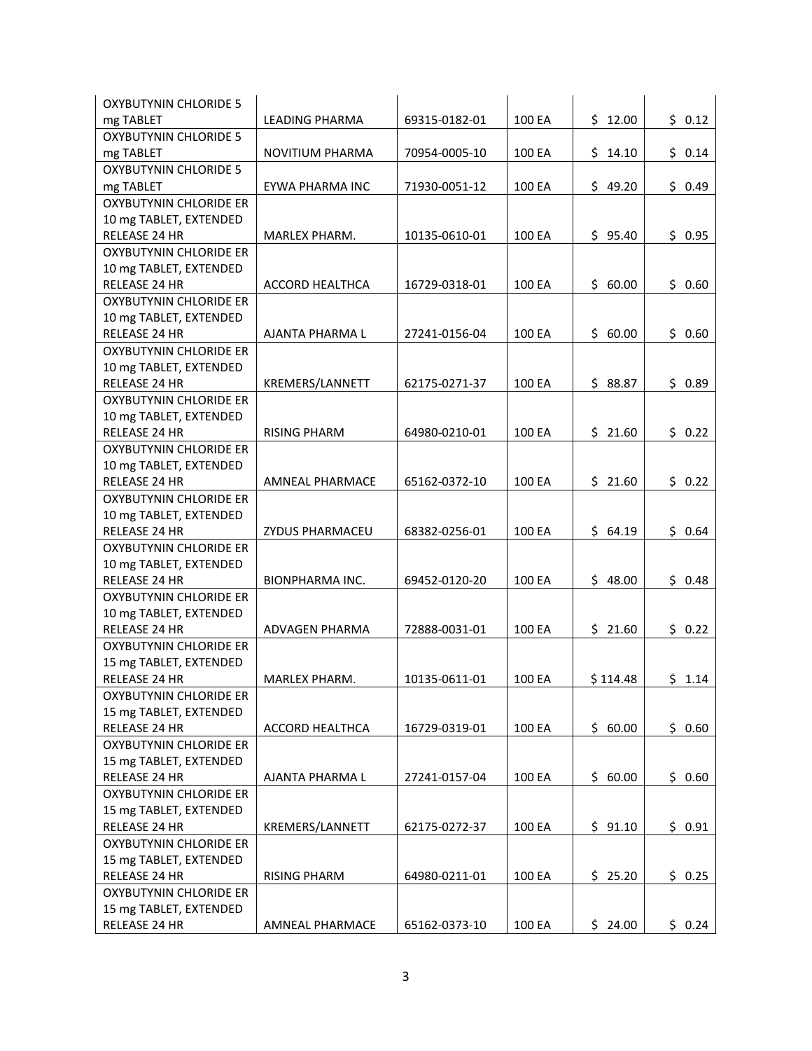| | | | | | |
|---|---|---|---|---|---|
| OXYBUTYNIN CHLORIDE 5 mg TABLET | LEADING PHARMA | 69315-0182-01 | 100 EA | $ 12.00 | $ 0.12 |
| OXYBUTYNIN CHLORIDE 5 mg TABLET | NOVITIUM PHARMA | 70954-0005-10 | 100 EA | $ 14.10 | $ 0.14 |
| OXYBUTYNIN CHLORIDE 5 mg TABLET | EYWA PHARMA INC | 71930-0051-12 | 100 EA | $ 49.20 | $ 0.49 |
| OXYBUTYNIN CHLORIDE ER 10 mg TABLET, EXTENDED RELEASE 24 HR | MARLEX PHARM. | 10135-0610-01 | 100 EA | $ 95.40 | $ 0.95 |
| OXYBUTYNIN CHLORIDE ER 10 mg TABLET, EXTENDED RELEASE 24 HR | ACCORD HEALTHCA | 16729-0318-01 | 100 EA | $ 60.00 | $ 0.60 |
| OXYBUTYNIN CHLORIDE ER 10 mg TABLET, EXTENDED RELEASE 24 HR | AJANTA PHARMA L | 27241-0156-04 | 100 EA | $ 60.00 | $ 0.60 |
| OXYBUTYNIN CHLORIDE ER 10 mg TABLET, EXTENDED RELEASE 24 HR | KREMERS/LANNETT | 62175-0271-37 | 100 EA | $ 88.87 | $ 0.89 |
| OXYBUTYNIN CHLORIDE ER 10 mg TABLET, EXTENDED RELEASE 24 HR | RISING PHARM | 64980-0210-01 | 100 EA | $ 21.60 | $ 0.22 |
| OXYBUTYNIN CHLORIDE ER 10 mg TABLET, EXTENDED RELEASE 24 HR | AMNEAL PHARMACE | 65162-0372-10 | 100 EA | $ 21.60 | $ 0.22 |
| OXYBUTYNIN CHLORIDE ER 10 mg TABLET, EXTENDED RELEASE 24 HR | ZYDUS PHARMACEU | 68382-0256-01 | 100 EA | $ 64.19 | $ 0.64 |
| OXYBUTYNIN CHLORIDE ER 10 mg TABLET, EXTENDED RELEASE 24 HR | BIONPHARMA INC. | 69452-0120-20 | 100 EA | $ 48.00 | $ 0.48 |
| OXYBUTYNIN CHLORIDE ER 10 mg TABLET, EXTENDED RELEASE 24 HR | ADVAGEN PHARMA | 72888-0031-01 | 100 EA | $ 21.60 | $ 0.22 |
| OXYBUTYNIN CHLORIDE ER 15 mg TABLET, EXTENDED RELEASE 24 HR | MARLEX PHARM. | 10135-0611-01 | 100 EA | $ 114.48 | $ 1.14 |
| OXYBUTYNIN CHLORIDE ER 15 mg TABLET, EXTENDED RELEASE 24 HR | ACCORD HEALTHCA | 16729-0319-01 | 100 EA | $ 60.00 | $ 0.60 |
| OXYBUTYNIN CHLORIDE ER 15 mg TABLET, EXTENDED RELEASE 24 HR | AJANTA PHARMA L | 27241-0157-04 | 100 EA | $ 60.00 | $ 0.60 |
| OXYBUTYNIN CHLORIDE ER 15 mg TABLET, EXTENDED RELEASE 24 HR | KREMERS/LANNETT | 62175-0272-37 | 100 EA | $ 91.10 | $ 0.91 |
| OXYBUTYNIN CHLORIDE ER 15 mg TABLET, EXTENDED RELEASE 24 HR | RISING PHARM | 64980-0211-01 | 100 EA | $ 25.20 | $ 0.25 |
| OXYBUTYNIN CHLORIDE ER 15 mg TABLET, EXTENDED RELEASE 24 HR | AMNEAL PHARMACE | 65162-0373-10 | 100 EA | $ 24.00 | $ 0.24 |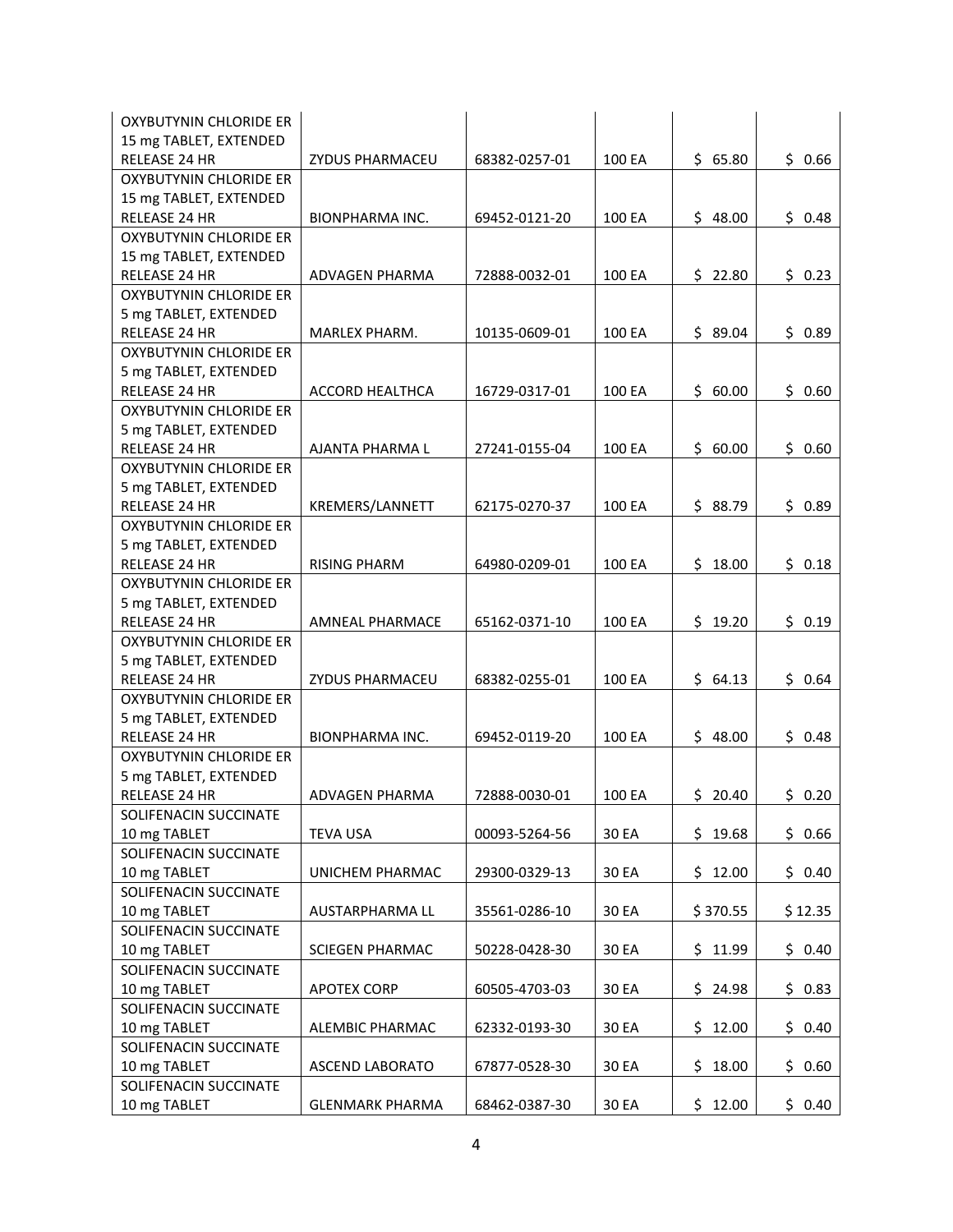| OXYBUTYNIN CHLORIDE ER 15 mg TABLET, EXTENDED RELEASE 24 HR | ZYDUS PHARMACEU | 68382-0257-01 | 100 EA | $ 65.80 | $ 0.66 |
|---|---|---|---|---|---|
| OXYBUTYNIN CHLORIDE ER 15 mg TABLET, EXTENDED RELEASE 24 HR | BIONPHARMA INC. | 69452-0121-20 | 100 EA | $ 48.00 | $ 0.48 |
| OXYBUTYNIN CHLORIDE ER 15 mg TABLET, EXTENDED RELEASE 24 HR | ADVAGEN PHARMA | 72888-0032-01 | 100 EA | $ 22.80 | $ 0.23 |
| OXYBUTYNIN CHLORIDE ER 5 mg TABLET, EXTENDED RELEASE 24 HR | MARLEX PHARM. | 10135-0609-01 | 100 EA | $ 89.04 | $ 0.89 |
| OXYBUTYNIN CHLORIDE ER 5 mg TABLET, EXTENDED RELEASE 24 HR | ACCORD HEALTHCA | 16729-0317-01 | 100 EA | $ 60.00 | $ 0.60 |
| OXYBUTYNIN CHLORIDE ER 5 mg TABLET, EXTENDED RELEASE 24 HR | AJANTA PHARMA L | 27241-0155-04 | 100 EA | $ 60.00 | $ 0.60 |
| OXYBUTYNIN CHLORIDE ER 5 mg TABLET, EXTENDED RELEASE 24 HR | KREMERS/LANNETT | 62175-0270-37 | 100 EA | $ 88.79 | $ 0.89 |
| OXYBUTYNIN CHLORIDE ER 5 mg TABLET, EXTENDED RELEASE 24 HR | RISING PHARM | 64980-0209-01 | 100 EA | $ 18.00 | $ 0.18 |
| OXYBUTYNIN CHLORIDE ER 5 mg TABLET, EXTENDED RELEASE 24 HR | AMNEAL PHARMACE | 65162-0371-10 | 100 EA | $ 19.20 | $ 0.19 |
| OXYBUTYNIN CHLORIDE ER 5 mg TABLET, EXTENDED RELEASE 24 HR | ZYDUS PHARMACEU | 68382-0255-01 | 100 EA | $ 64.13 | $ 0.64 |
| OXYBUTYNIN CHLORIDE ER 5 mg TABLET, EXTENDED RELEASE 24 HR | BIONPHARMA INC. | 69452-0119-20 | 100 EA | $ 48.00 | $ 0.48 |
| OXYBUTYNIN CHLORIDE ER 5 mg TABLET, EXTENDED RELEASE 24 HR | ADVAGEN PHARMA | 72888-0030-01 | 100 EA | $ 20.40 | $ 0.20 |
| SOLIFENACIN SUCCINATE 10 mg TABLET | TEVA USA | 00093-5264-56 | 30 EA | $ 19.68 | $ 0.66 |
| SOLIFENACIN SUCCINATE 10 mg TABLET | UNICHEM PHARMAC | 29300-0329-13 | 30 EA | $ 12.00 | $ 0.40 |
| SOLIFENACIN SUCCINATE 10 mg TABLET | AUSTARPHARMA LL | 35561-0286-10 | 30 EA | $ 370.55 | $ 12.35 |
| SOLIFENACIN SUCCINATE 10 mg TABLET | SCIEGEN PHARMAC | 50228-0428-30 | 30 EA | $ 11.99 | $ 0.40 |
| SOLIFENACIN SUCCINATE 10 mg TABLET | APOTEX CORP | 60505-4703-03 | 30 EA | $ 24.98 | $ 0.83 |
| SOLIFENACIN SUCCINATE 10 mg TABLET | ALEMBIC PHARMAC | 62332-0193-30 | 30 EA | $ 12.00 | $ 0.40 |
| SOLIFENACIN SUCCINATE 10 mg TABLET | ASCEND LABORATO | 67877-0528-30 | 30 EA | $ 18.00 | $ 0.60 |
| SOLIFENACIN SUCCINATE 10 mg TABLET | GLENMARK PHARMA | 68462-0387-30 | 30 EA | $ 12.00 | $ 0.40 |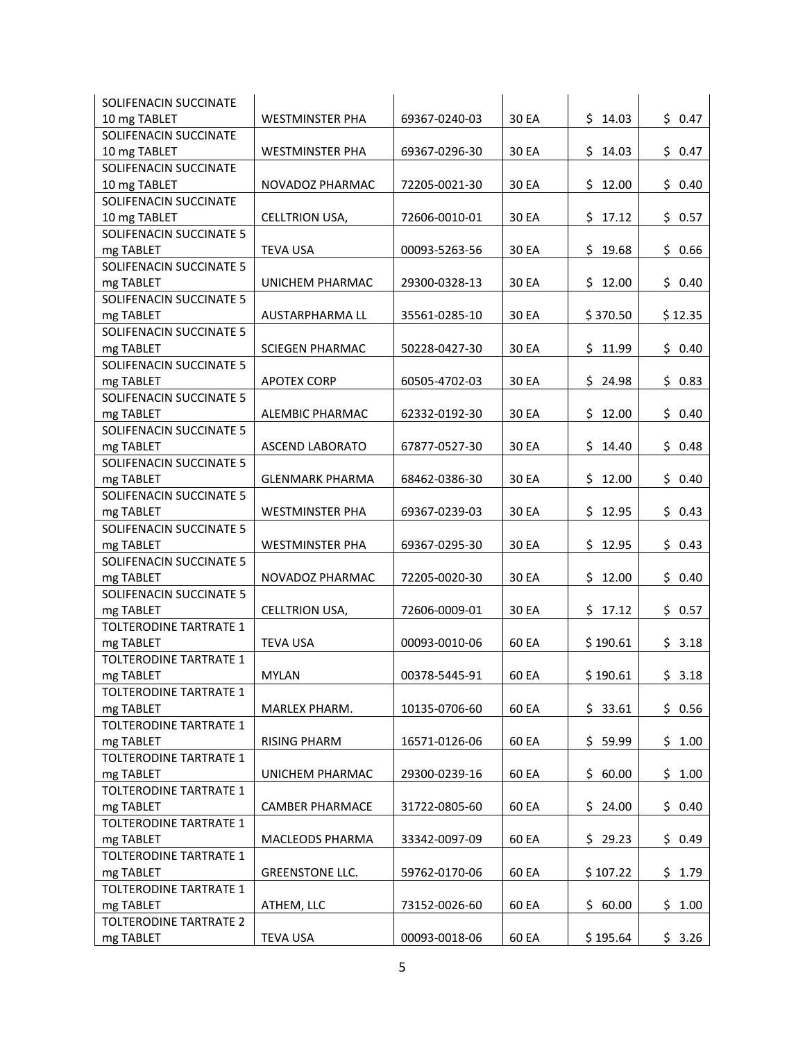| | | | | | |
|---|---|---|---|---|---|
| SOLIFENACIN SUCCINATE 10 mg TABLET | WESTMINSTER PHA | 69367-0240-03 | 30 EA | $ 14.03 | $ 0.47 |
| SOLIFENACIN SUCCINATE 10 mg TABLET | WESTMINSTER PHA | 69367-0296-30 | 30 EA | $ 14.03 | $ 0.47 |
| SOLIFENACIN SUCCINATE 10 mg TABLET | NOVADOZ PHARMAC | 72205-0021-30 | 30 EA | $ 12.00 | $ 0.40 |
| SOLIFENACIN SUCCINATE 10 mg TABLET | CELLTRION USA, | 72606-0010-01 | 30 EA | $ 17.12 | $ 0.57 |
| SOLIFENACIN SUCCINATE 5 mg TABLET | TEVA USA | 00093-5263-56 | 30 EA | $ 19.68 | $ 0.66 |
| SOLIFENACIN SUCCINATE 5 mg TABLET | UNICHEM PHARMAC | 29300-0328-13 | 30 EA | $ 12.00 | $ 0.40 |
| SOLIFENACIN SUCCINATE 5 mg TABLET | AUSTARPHARMA LL | 35561-0285-10 | 30 EA | $ 370.50 | $ 12.35 |
| SOLIFENACIN SUCCINATE 5 mg TABLET | SCIEGEN PHARMAC | 50228-0427-30 | 30 EA | $ 11.99 | $ 0.40 |
| SOLIFENACIN SUCCINATE 5 mg TABLET | APOTEX CORP | 60505-4702-03 | 30 EA | $ 24.98 | $ 0.83 |
| SOLIFENACIN SUCCINATE 5 mg TABLET | ALEMBIC PHARMAC | 62332-0192-30 | 30 EA | $ 12.00 | $ 0.40 |
| SOLIFENACIN SUCCINATE 5 mg TABLET | ASCEND LABORATO | 67877-0527-30 | 30 EA | $ 14.40 | $ 0.48 |
| SOLIFENACIN SUCCINATE 5 mg TABLET | GLENMARK PHARMA | 68462-0386-30 | 30 EA | $ 12.00 | $ 0.40 |
| SOLIFENACIN SUCCINATE 5 mg TABLET | WESTMINSTER PHA | 69367-0239-03 | 30 EA | $ 12.95 | $ 0.43 |
| SOLIFENACIN SUCCINATE 5 mg TABLET | WESTMINSTER PHA | 69367-0295-30 | 30 EA | $ 12.95 | $ 0.43 |
| SOLIFENACIN SUCCINATE 5 mg TABLET | NOVADOZ PHARMAC | 72205-0020-30 | 30 EA | $ 12.00 | $ 0.40 |
| SOLIFENACIN SUCCINATE 5 mg TABLET | CELLTRION USA, | 72606-0009-01 | 30 EA | $ 17.12 | $ 0.57 |
| TOLTERODINE TARTRATE 1 mg TABLET | TEVA USA | 00093-0010-06 | 60 EA | $ 190.61 | $ 3.18 |
| TOLTERODINE TARTRATE 1 mg TABLET | MYLAN | 00378-5445-91 | 60 EA | $ 190.61 | $ 3.18 |
| TOLTERODINE TARTRATE 1 mg TABLET | MARLEX PHARM. | 10135-0706-60 | 60 EA | $ 33.61 | $ 0.56 |
| TOLTERODINE TARTRATE 1 mg TABLET | RISING PHARM | 16571-0126-06 | 60 EA | $ 59.99 | $ 1.00 |
| TOLTERODINE TARTRATE 1 mg TABLET | UNICHEM PHARMAC | 29300-0239-16 | 60 EA | $ 60.00 | $ 1.00 |
| TOLTERODINE TARTRATE 1 mg TABLET | CAMBER PHARMACE | 31722-0805-60 | 60 EA | $ 24.00 | $ 0.40 |
| TOLTERODINE TARTRATE 1 mg TABLET | MACLEODS PHARMA | 33342-0097-09 | 60 EA | $ 29.23 | $ 0.49 |
| TOLTERODINE TARTRATE 1 mg TABLET | GREENSTONE LLC. | 59762-0170-06 | 60 EA | $ 107.22 | $ 1.79 |
| TOLTERODINE TARTRATE 1 mg TABLET | ATHEM, LLC | 73152-0026-60 | 60 EA | $ 60.00 | $ 1.00 |
| TOLTERODINE TARTRATE 2 mg TABLET | TEVA USA | 00093-0018-06 | 60 EA | $ 195.64 | $ 3.26 |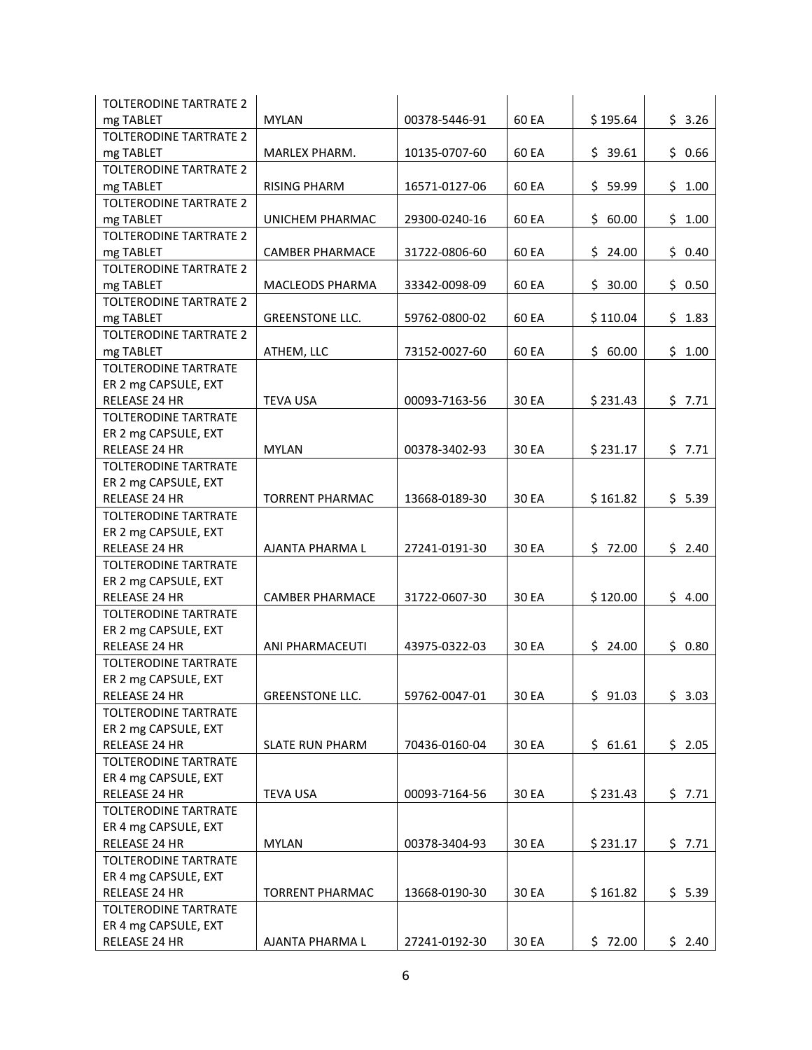| | | | | | |
|---|---|---|---|---|---|
| TOLTERODINE TARTRATE 2 mg TABLET | MYLAN | 00378-5446-91 | 60 EA | $ 195.64 | $ 3.26 |
| TOLTERODINE TARTRATE 2 mg TABLET | MARLEX PHARM. | 10135-0707-60 | 60 EA | $ 39.61 | $ 0.66 |
| TOLTERODINE TARTRATE 2 mg TABLET | RISING PHARM | 16571-0127-06 | 60 EA | $ 59.99 | $ 1.00 |
| TOLTERODINE TARTRATE 2 mg TABLET | UNICHEM PHARMAC | 29300-0240-16 | 60 EA | $ 60.00 | $ 1.00 |
| TOLTERODINE TARTRATE 2 mg TABLET | CAMBER PHARMACE | 31722-0806-60 | 60 EA | $ 24.00 | $ 0.40 |
| TOLTERODINE TARTRATE 2 mg TABLET | MACLEODS PHARMA | 33342-0098-09 | 60 EA | $ 30.00 | $ 0.50 |
| TOLTERODINE TARTRATE 2 mg TABLET | GREENSTONE LLC. | 59762-0800-02 | 60 EA | $ 110.04 | $ 1.83 |
| TOLTERODINE TARTRATE 2 mg TABLET | ATHEM, LLC | 73152-0027-60 | 60 EA | $ 60.00 | $ 1.00 |
| TOLTERODINE TARTRATE ER 2 mg CAPSULE, EXT RELEASE 24 HR | TEVA USA | 00093-7163-56 | 30 EA | $ 231.43 | $ 7.71 |
| TOLTERODINE TARTRATE ER 2 mg CAPSULE, EXT RELEASE 24 HR | MYLAN | 00378-3402-93 | 30 EA | $ 231.17 | $ 7.71 |
| TOLTERODINE TARTRATE ER 2 mg CAPSULE, EXT RELEASE 24 HR | TORRENT PHARMAC | 13668-0189-30 | 30 EA | $ 161.82 | $ 5.39 |
| TOLTERODINE TARTRATE ER 2 mg CAPSULE, EXT RELEASE 24 HR | AJANTA PHARMA L | 27241-0191-30 | 30 EA | $ 72.00 | $ 2.40 |
| TOLTERODINE TARTRATE ER 2 mg CAPSULE, EXT RELEASE 24 HR | CAMBER PHARMACE | 31722-0607-30 | 30 EA | $ 120.00 | $ 4.00 |
| TOLTERODINE TARTRATE ER 2 mg CAPSULE, EXT RELEASE 24 HR | ANI PHARMACEUTI | 43975-0322-03 | 30 EA | $ 24.00 | $ 0.80 |
| TOLTERODINE TARTRATE ER 2 mg CAPSULE, EXT RELEASE 24 HR | GREENSTONE LLC. | 59762-0047-01 | 30 EA | $ 91.03 | $ 3.03 |
| TOLTERODINE TARTRATE ER 2 mg CAPSULE, EXT RELEASE 24 HR | SLATE RUN PHARM | 70436-0160-04 | 30 EA | $ 61.61 | $ 2.05 |
| TOLTERODINE TARTRATE ER 4 mg CAPSULE, EXT RELEASE 24 HR | TEVA USA | 00093-7164-56 | 30 EA | $ 231.43 | $ 7.71 |
| TOLTERODINE TARTRATE ER 4 mg CAPSULE, EXT RELEASE 24 HR | MYLAN | 00378-3404-93 | 30 EA | $ 231.17 | $ 7.71 |
| TOLTERODINE TARTRATE ER 4 mg CAPSULE, EXT RELEASE 24 HR | TORRENT PHARMAC | 13668-0190-30 | 30 EA | $ 161.82 | $ 5.39 |
| TOLTERODINE TARTRATE ER 4 mg CAPSULE, EXT RELEASE 24 HR | AJANTA PHARMA L | 27241-0192-30 | 30 EA | $ 72.00 | $ 2.40 |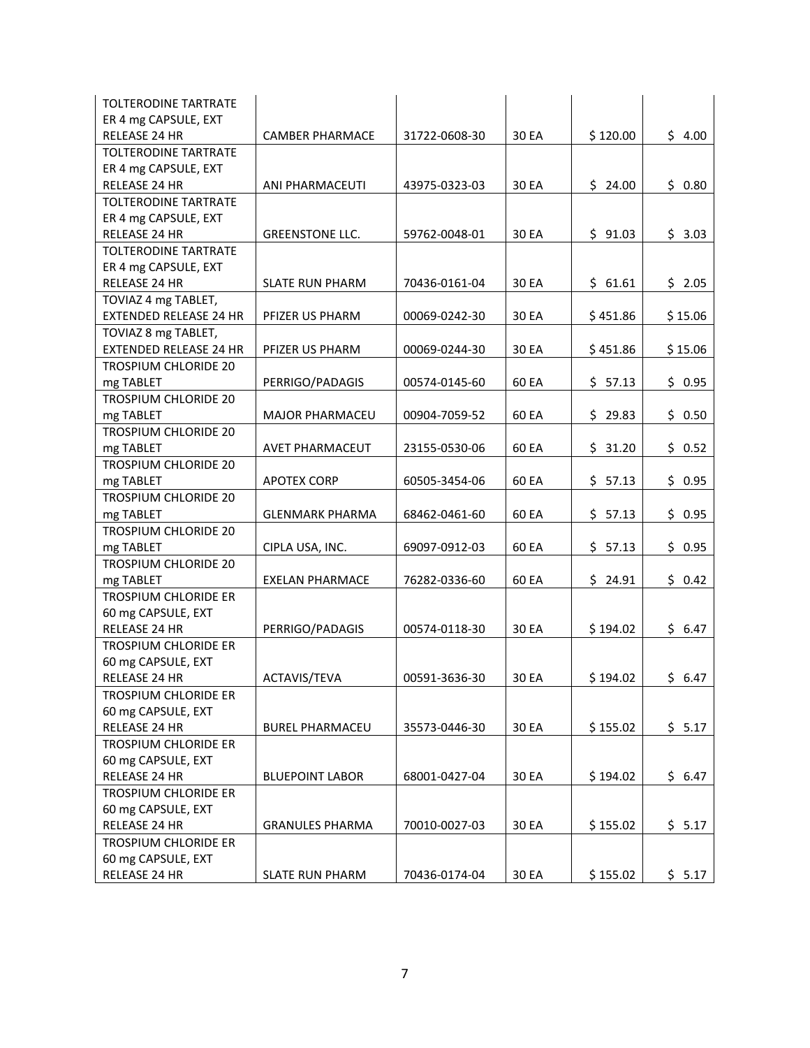| | | | | | |
|---|---|---|---|---|---|
| TOLTERODINE TARTRATE ER 4 mg CAPSULE, EXT RELEASE 24 HR | CAMBER PHARMACE | 31722-0608-30 | 30 EA | $ 120.00 | $ 4.00 |
| TOLTERODINE TARTRATE ER 4 mg CAPSULE, EXT RELEASE 24 HR | ANI PHARMACEUTI | 43975-0323-03 | 30 EA | $ 24.00 | $ 0.80 |
| TOLTERODINE TARTRATE ER 4 mg CAPSULE, EXT RELEASE 24 HR | GREENSTONE LLC. | 59762-0048-01 | 30 EA | $ 91.03 | $ 3.03 |
| TOLTERODINE TARTRATE ER 4 mg CAPSULE, EXT RELEASE 24 HR | SLATE RUN PHARM | 70436-0161-04 | 30 EA | $ 61.61 | $ 2.05 |
| TOVIAZ 4 mg TABLET, EXTENDED RELEASE 24 HR | PFIZER US PHARM | 00069-0242-30 | 30 EA | $ 451.86 | $ 15.06 |
| TOVIAZ 8 mg TABLET, EXTENDED RELEASE 24 HR | PFIZER US PHARM | 00069-0244-30 | 30 EA | $ 451.86 | $ 15.06 |
| TROSPIUM CHLORIDE 20 mg TABLET | PERRIGO/PADAGIS | 00574-0145-60 | 60 EA | $ 57.13 | $ 0.95 |
| TROSPIUM CHLORIDE 20 mg TABLET | MAJOR PHARMACEU | 00904-7059-52 | 60 EA | $ 29.83 | $ 0.50 |
| TROSPIUM CHLORIDE 20 mg TABLET | AVET PHARMACEUT | 23155-0530-06 | 60 EA | $ 31.20 | $ 0.52 |
| TROSPIUM CHLORIDE 20 mg TABLET | APOTEX CORP | 60505-3454-06 | 60 EA | $ 57.13 | $ 0.95 |
| TROSPIUM CHLORIDE 20 mg TABLET | GLENMARK PHARMA | 68462-0461-60 | 60 EA | $ 57.13 | $ 0.95 |
| TROSPIUM CHLORIDE 20 mg TABLET | CIPLA USA, INC. | 69097-0912-03 | 60 EA | $ 57.13 | $ 0.95 |
| TROSPIUM CHLORIDE 20 mg TABLET | EXELAN PHARMACE | 76282-0336-60 | 60 EA | $ 24.91 | $ 0.42 |
| TROSPIUM CHLORIDE ER 60 mg CAPSULE, EXT RELEASE 24 HR | PERRIGO/PADAGIS | 00574-0118-30 | 30 EA | $ 194.02 | $ 6.47 |
| TROSPIUM CHLORIDE ER 60 mg CAPSULE, EXT RELEASE 24 HR | ACTAVIS/TEVA | 00591-3636-30 | 30 EA | $ 194.02 | $ 6.47 |
| TROSPIUM CHLORIDE ER 60 mg CAPSULE, EXT RELEASE 24 HR | BUREL PHARMACEU | 35573-0446-30 | 30 EA | $ 155.02 | $ 5.17 |
| TROSPIUM CHLORIDE ER 60 mg CAPSULE, EXT RELEASE 24 HR | BLUEPOINT LABOR | 68001-0427-04 | 30 EA | $ 194.02 | $ 6.47 |
| TROSPIUM CHLORIDE ER 60 mg CAPSULE, EXT RELEASE 24 HR | GRANULES PHARMA | 70010-0027-03 | 30 EA | $ 155.02 | $ 5.17 |
| TROSPIUM CHLORIDE ER 60 mg CAPSULE, EXT RELEASE 24 HR | SLATE RUN PHARM | 70436-0174-04 | 30 EA | $ 155.02 | $ 5.17 |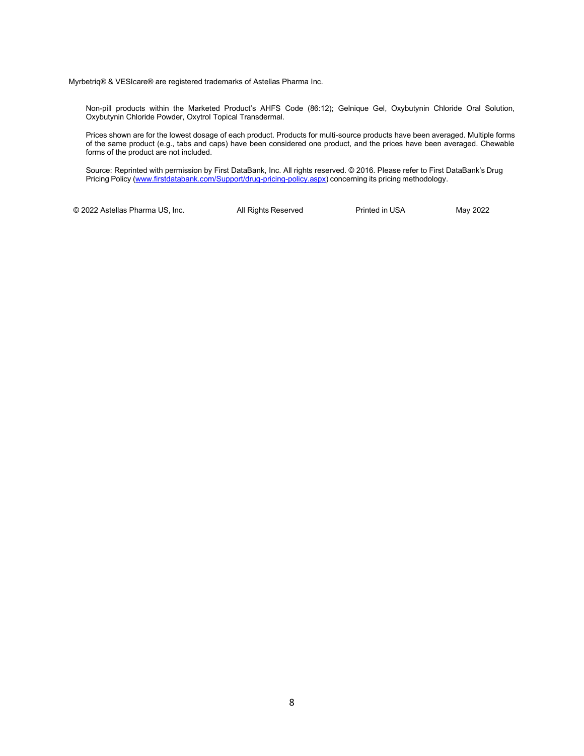Myrbetriq® & VESIcare® are registered trademarks of Astellas Pharma Inc.

Non-pill products within the Marketed Product's AHFS Code (86:12); Gelnique Gel, Oxybutynin Chloride Oral Solution, Oxybutynin Chloride Powder, Oxytrol Topical Transdermal.

Prices shown are for the lowest dosage of each product. Products for multi-source products have been averaged. Multiple forms of the same product (e.g., tabs and caps) have been considered one product, and the prices have been averaged. Chewable forms of the product are not included.

Source: Reprinted with permission by First DataBank, Inc. All rights reserved. © 2016. Please refer to First DataBank's Drug Pricing Policy ([www.firstdatabank.com/Support/drug-pricing-policy.aspx](http://www.firstdatabank.com/Support/drug-pricing-policy.aspx)) concerning its pricing methodology.

© 2022 Astellas Pharma US, Inc. All Rights Reserved Printed in USA May 2022